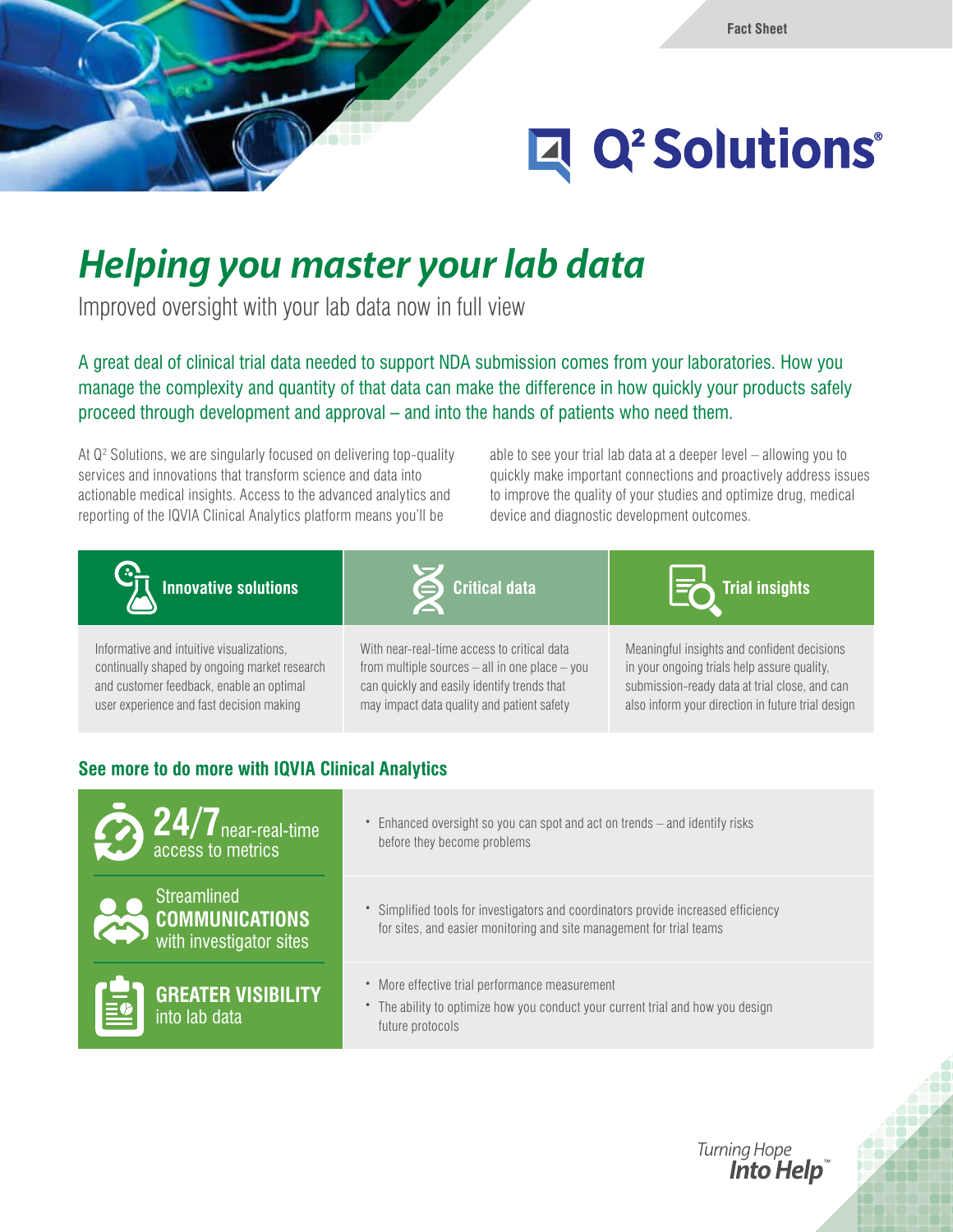Fact Sheet

Q² Solutions®

# *Helping you master your lab data*

Improved oversight with your lab data now in full view

A great deal of clinical trial data needed to support NDA submission comes from your laboratories. How you manage the complexity and quantity of that data can make the difference in how quickly your products safely proceed through development and approval – and into the hands of patients who need them.

At Q² Solutions, we are singularly focused on delivering top-quality services and innovations that transform science and data into actionable medical insights. Access to the advanced analytics and reporting of the IQVIA Clinical Analytics platform means you'll be able to see your trial lab data at a deeper level – allowing you to quickly make important connections and proactively address issues to improve the quality of your studies and optimize drug, medical device and diagnostic development outcomes.

| Innovative solutions | Critical data | Trial insights |
|---|---|---|
| Informative and intuitive visualizations, continually shaped by ongoing market research and customer feedback, enable an optimal user experience and fast decision making | With near-real-time access to critical data from multiple sources – all in one place – you can quickly and easily identify trends that may impact data quality and patient safety | Meaningful insights and confident decisions in your ongoing trials help assure quality, submission-ready data at trial close, and can also inform your direction in future trial design |

## See more to do more with IQVIA Clinical Analytics

| | |
|---|---|
| **24/7** near-real-time access to metrics | • Enhanced oversight so you can spot and act on trends – and identify risks before they become problems |
| Streamlined **COMMUNICATIONS** with investigator sites | • Simplified tools for investigators and coordinators provide increased efficiency for sites, and easier monitoring and site management for trial teams |
| **GREATER VISIBILITY** into lab data | • More effective trial performance measurement<br>• The ability to optimize how you conduct your current trial and how you design future protocols |

*Turning Hope* ***Into Help***™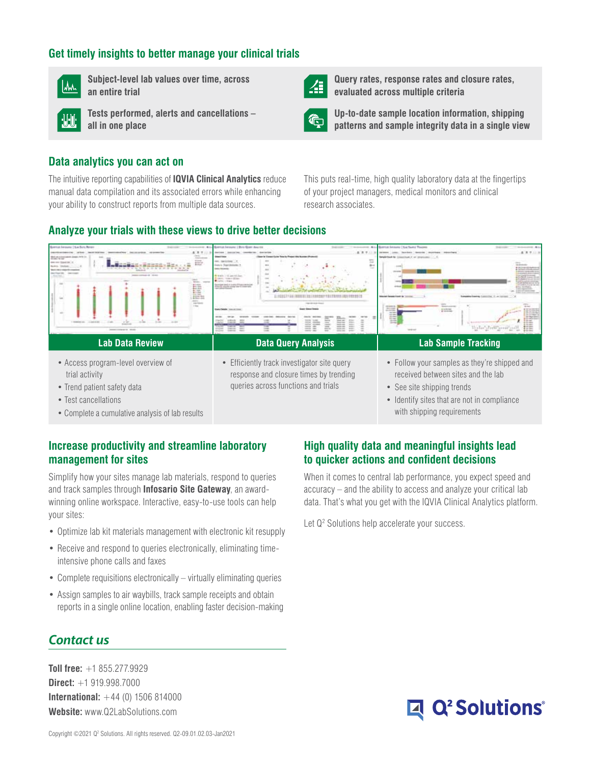## Get timely insights to better manage your clinical trials

**Subject-level lab values over time, across an entire trial**

**Tests performed, alerts and cancellations – all in one place**

**Query rates, response rates and closure rates, evaluated across multiple criteria**

**Up-to-date sample location information, shipping patterns and sample integrity data in a single view**

## Data analytics you can act on

The intuitive reporting capabilities of **IQVIA Clinical Analytics** reduce manual data compilation and its associated errors while enhancing your ability to construct reports from multiple data sources.

This puts real-time, high quality laboratory data at the fingertips of your project managers, medical monitors and clinical research associates.

## Analyze your trials with these views to drive better decisions

### Lab Data Review

- Access program-level overview of trial activity
- Trend patient safety data
- Test cancellations
- Complete a cumulative analysis of lab results

### Data Query Analysis

- Efficiently track investigator site query response and closure times by trending queries across functions and trials

### Lab Sample Tracking

- Follow your samples as they're shipped and received between sites and the lab
- See site shipping trends
- Identify sites that are not in compliance with shipping requirements

## Increase productivity and streamline laboratory management for sites

Simplify how your sites manage lab materials, respond to queries and track samples through **Infosario Site Gateway**, an award-winning online workspace. Interactive, easy-to-use tools can help your sites:

- Optimize lab kit materials management with electronic kit resupply
- Receive and respond to queries electronically, eliminating time-intensive phone calls and faxes
- Complete requisitions electronically – virtually eliminating queries
- Assign samples to air waybills, track sample receipts and obtain reports in a single online location, enabling faster decision-making

## High quality data and meaningful insights lead to quicker actions and confident decisions

When it comes to central lab performance, you expect speed and accuracy – and the ability to access and analyze your critical lab data. That's what you get with the IQVIA Clinical Analytics platform.

Let $Q^2$ Solutions help accelerate your success.

## *Contact us*

**Toll free:** +1 855.277.9929
**Direct:** +1 919.998.7000
**International:** +44 (0) 1506 814000
**Website:** www.Q2LabSolutions.com

$Q^2$ Solutions®

Copyright ©2021 $Q^2$ Solutions. All rights reserved. Q2-09.01.02.03-Jan2021